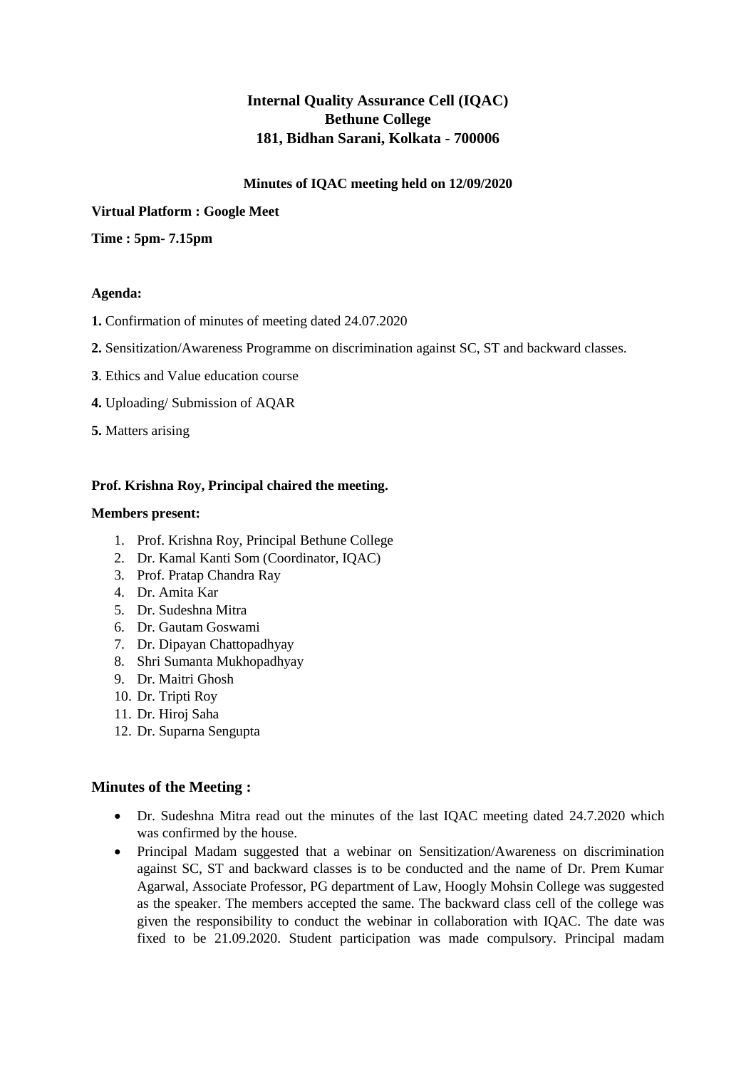# Internal Quality Assurance Cell (IQAC)
# Bethune College
# 181, Bidhan Sarani, Kolkata - 700006

**Minutes of IQAC meeting held on 12/09/2020**

**Virtual Platform : Google Meet**

**Time : 5pm- 7.15pm**

**Agenda:**

**1.** Confirmation of minutes of meeting dated 24.07.2020

**2.** Sensitization/Awareness Programme on discrimination against SC, ST and backward classes.

**3**. Ethics and Value education course

**4.** Uploading/ Submission of AQAR

**5.** Matters arising

**Prof. Krishna Roy, Principal chaired the meeting.**

**Members present:**

1. Prof. Krishna Roy, Principal Bethune College
2. Dr. Kamal Kanti Som (Coordinator, IQAC)
3. Prof. Pratap Chandra Ray
4. Dr. Amita Kar
5. Dr. Sudeshna Mitra
6. Dr. Gautam Goswami
7. Dr. Dipayan Chattopadhyay
8. Shri Sumanta Mukhopadhyay
9. Dr. Maitri Ghosh
10. Dr. Tripti Roy
11. Dr. Hiroj Saha
12. Dr. Suparna Sengupta

## Minutes of the Meeting :

- Dr. Sudeshna Mitra read out the minutes of the last IQAC meeting dated 24.7.2020 which was confirmed by the house.
- Principal Madam suggested that a webinar on Sensitization/Awareness on discrimination against SC, ST and backward classes is to be conducted and the name of Dr. Prem Kumar Agarwal, Associate Professor, PG department of Law, Hoogly Mohsin College was suggested as the speaker. The members accepted the same. The backward class cell of the college was given the responsibility to conduct the webinar in collaboration with IQAC. The date was fixed to be 21.09.2020. Student participation was made compulsory. Principal madam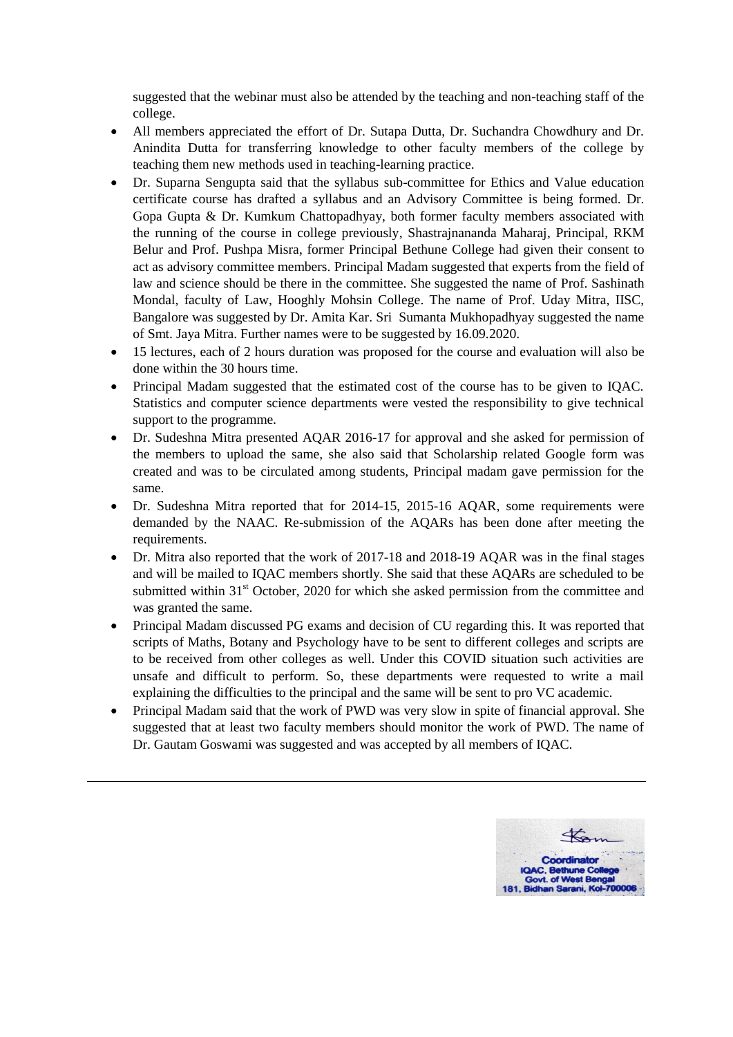suggested that the webinar must also be attended by the teaching and non-teaching staff of the college.

- All members appreciated the effort of Dr. Sutapa Dutta, Dr. Suchandra Chowdhury and Dr. Anindita Dutta for transferring knowledge to other faculty members of the college by teaching them new methods used in teaching-learning practice.
- Dr. Suparna Sengupta said that the syllabus sub-committee for Ethics and Value education certificate course has drafted a syllabus and an Advisory Committee is being formed. Dr. Gopa Gupta & Dr. Kumkum Chattopadhyay, both former faculty members associated with the running of the course in college previously, Shastrajnananda Maharaj, Principal, RKM Belur and Prof. Pushpa Misra, former Principal Bethune College had given their consent to act as advisory committee members. Principal Madam suggested that experts from the field of law and science should be there in the committee. She suggested the name of Prof. Sashinath Mondal, faculty of Law, Hooghly Mohsin College. The name of Prof. Uday Mitra, IISC, Bangalore was suggested by Dr. Amita Kar. Sri Sumanta Mukhopadhyay suggested the name of Smt. Jaya Mitra. Further names were to be suggested by 16.09.2020.
- 15 lectures, each of 2 hours duration was proposed for the course and evaluation will also be done within the 30 hours time.
- Principal Madam suggested that the estimated cost of the course has to be given to IQAC. Statistics and computer science departments were vested the responsibility to give technical support to the programme.
- Dr. Sudeshna Mitra presented AQAR 2016-17 for approval and she asked for permission of the members to upload the same, she also said that Scholarship related Google form was created and was to be circulated among students, Principal madam gave permission for the same.
- Dr. Sudeshna Mitra reported that for 2014-15, 2015-16 AQAR, some requirements were demanded by the NAAC. Re-submission of the AQARs has been done after meeting the requirements.
- Dr. Mitra also reported that the work of 2017-18 and 2018-19 AQAR was in the final stages and will be mailed to IQAC members shortly. She said that these AQARs are scheduled to be submitted within 31st October, 2020 for which she asked permission from the committee and was granted the same.
- Principal Madam discussed PG exams and decision of CU regarding this. It was reported that scripts of Maths, Botany and Psychology have to be sent to different colleges and scripts are to be received from other colleges as well. Under this COVID situation such activities are unsafe and difficult to perform. So, these departments were requested to write a mail explaining the difficulties to the principal and the same will be sent to pro VC academic.
- Principal Madam said that the work of PWD was very slow in spite of financial approval. She suggested that at least two faculty members should monitor the work of PWD. The name of Dr. Gautam Goswami was suggested and was accepted by all members of IQAC.

---

Coordinator
IQAC, Bethune College
Govt. of West Bengal
181, Bidhan Sarani, Kol-700006